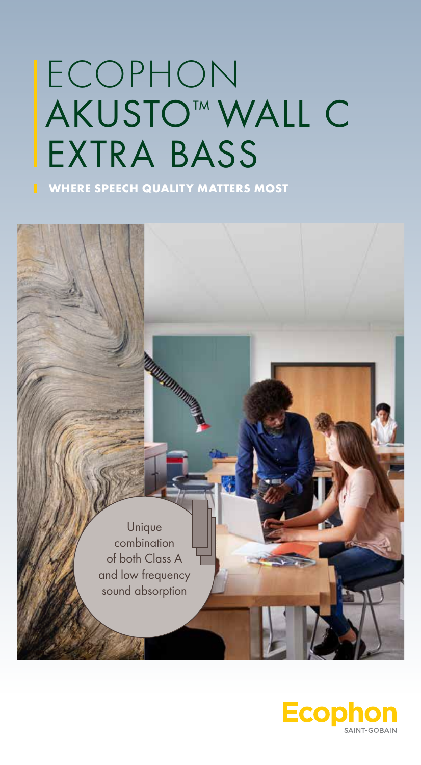# ECOPHON AKUSTO™ WALL C EXTRA BASS

**WHERE SPEECH QUALITY MATTERS MOST**

Unique combination of both Class A and low frequency sound absorption

Ecophon
SAINT-GOBAIN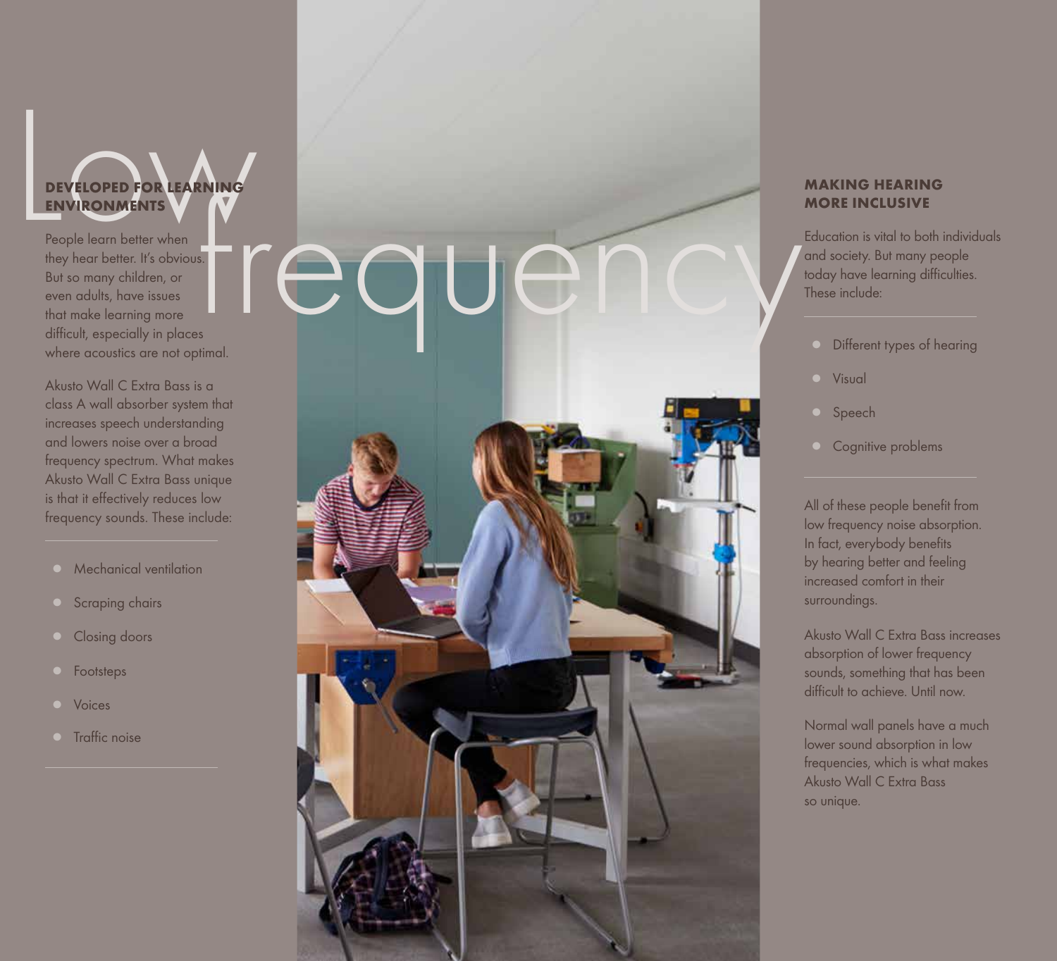# Low frequency

## DEVELOPED FOR LEARNING ENVIRONMENTS

People learn better when they hear better. It's obvious. But so many children, or even adults, have issues that make learning more difficult, especially in places where acoustics are not optimal.

Akusto Wall C Extra Bass is a class A wall absorber system that increases speech understanding and lowers noise over a broad frequency spectrum. What makes Akusto Wall C Extra Bass unique is that it effectively reduces low frequency sounds. These include:

- Mechanical ventilation
- Scraping chairs
- Closing doors
- Footsteps
- Voices
- Traffic noise

## MAKING HEARING MORE INCLUSIVE

Education is vital to both individuals and society. But many people today have learning difficulties. These include:

- Different types of hearing
- Visual
- Speech
- Cognitive problems

All of these people benefit from low frequency noise absorption. In fact, everybody benefits by hearing better and feeling increased comfort in their surroundings.

Akusto Wall C Extra Bass increases absorption of lower frequency sounds, something that has been difficult to achieve. Until now.

Normal wall panels have a much lower sound absorption in low frequencies, which is what makes Akusto Wall C Extra Bass so unique.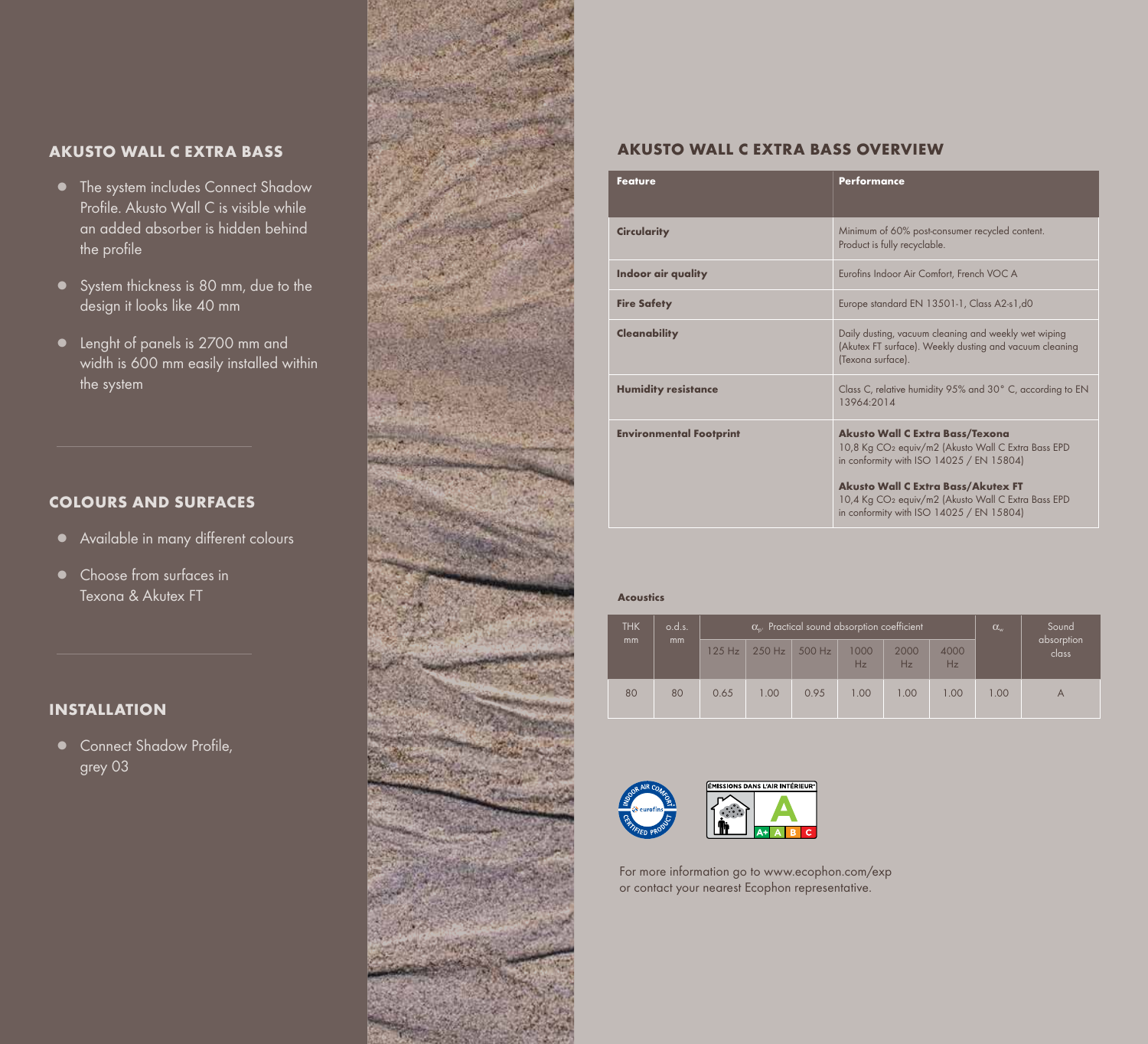## AKUSTO WALL C EXTRA BASS

- The system includes Connect Shadow Profile. Akusto Wall C is visible while an added absorber is hidden behind the profile
- System thickness is 80 mm, due to the design it looks like 40 mm
- Lenght of panels is 2700 mm and width is 600 mm easily installed within the system

## COLOURS AND SURFACES

- Available in many different colours
- Choose from surfaces in Texona & Akutex FT

## INSTALLATION

- Connect Shadow Profile, grey 03

## AKUSTO WALL C EXTRA BASS OVERVIEW

| Feature | Performance |
|---|---|
| **Circularity** | Minimum of 60% post-consumer recycled content. Product is fully recyclable. |
| **Indoor air quality** | Eurofins Indoor Air Comfort, French VOC A |
| **Fire Safety** | Europe standard EN 13501-1, Class A2-s1,d0 |
| **Cleanability** | Daily dusting, vacuum cleaning and weekly wet wiping (Akutex FT surface). Weekly dusting and vacuum cleaning (Texona surface). |
| **Humidity resistance** | Class C, relative humidity 95% and 30° C, according to EN 13964:2014 |
| **Environmental Footprint** | **Akusto Wall C Extra Bass/Texona** 10,8 Kg $CO_2$ equiv/m2 (Akusto Wall C Extra Bass EPD in conformity with ISO 14025 / EN 15804)<br><br>**Akusto Wall C Extra Bass/Akutex FT** 10,4 Kg $CO_2$ equiv/m2 (Akusto Wall C Extra Bass EPD in conformity with ISO 14025 / EN 15804) |

**Acoustics**

| THK mm | o.d.s. mm | $\alpha_p$, Practical sound absorption coefficient | | | | | | $\alpha_w$ | Sound absorption class |
|---|---|---|---|---|---|---|---|---|---|
| | | 125 Hz | 250 Hz | 500 Hz | 1000 Hz | 2000 Hz | 4000 Hz | | |
| 80 | 80 | 0.65 | 1.00 | 0.95 | 1.00 | 1.00 | 1.00 | 1.00 | A |

INDOOR AIR COMFORT eurofins CERTIFIED PRODUCT

ÉMISSIONS DANS L'AIR INTÉRIEUR* A (A+ A B C)

For more information go to www.ecophon.com/exp or contact your nearest Ecophon representative.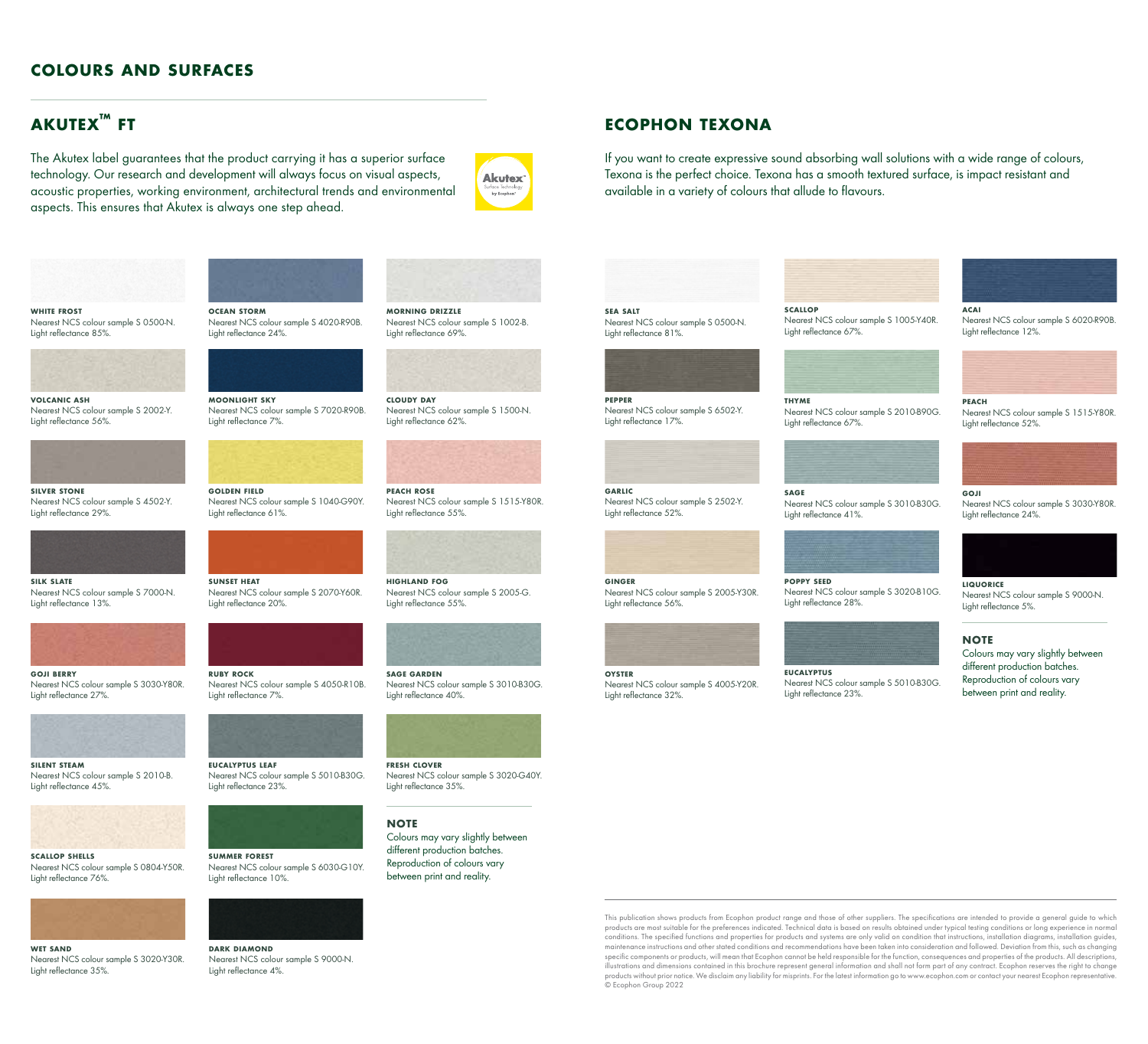## COLOURS AND SURFACES

## AKUTEX™ FT

The Akutex label guarantees that the product carrying it has a superior surface technology. Our research and development will always focus on visual aspects, acoustic properties, working environment, architectural trends and environmental aspects. This ensures that Akutex is always one step ahead.

**WHITE FROST**
Nearest NCS colour sample S 0500-N.
Light reflectance 85%.

**VOLCANIC ASH**
Nearest NCS colour sample S 2002-Y.
Light reflectance 56%.

**SILVER STONE**
Nearest NCS colour sample S 4502-Y.
Light reflectance 29%.

**SILK SLATE**
Nearest NCS colour sample S 7000-N.
Light reflectance 13%.

**GOJI BERRY**
Nearest NCS colour sample S 3030-Y80R.
Light reflectance 27%.

**SILENT STEAM**
Nearest NCS colour sample S 2010-B.
Light reflectance 45%.

**SCALLOP SHELLS**
Nearest NCS colour sample S 0804-Y50R.
Light reflectance 76%.

**WET SAND**
Nearest NCS colour sample S 3020-Y30R.
Light reflectance 35%.

**OCEAN STORM**
Nearest NCS colour sample S 4020-R90B.
Light reflectance 24%.

**MOONLIGHT SKY**
Nearest NCS colour sample S 7020-R90B.
Light reflectance 7%.

**GOLDEN FIELD**
Nearest NCS colour sample S 1040-G90Y.
Light reflectance 61%.

**SUNSET HEAT**
Nearest NCS colour sample S 2070-Y60R.
Light reflectance 20%.

**RUBY ROCK**
Nearest NCS colour sample S 4050-R10B.
Light reflectance 7%.

**EUCALYPTUS LEAF**
Nearest NCS colour sample S 5010-B30G.
Light reflectance 23%.

**SUMMER FOREST**
Nearest NCS colour sample S 6030-G10Y.
Light reflectance 10%.

**DARK DIAMOND**
Nearest NCS colour sample S 9000-N.
Light reflectance 4%.

**MORNING DRIZZLE**
Nearest NCS colour sample S 1002-B.
Light reflectance 69%.

**CLOUDY DAY**
Nearest NCS colour sample S 1500-N.
Light reflectance 62%.

**PEACH ROSE**
Nearest NCS colour sample S 1515-Y80R.
Light reflectance 55%.

**HIGHLAND FOG**
Nearest NCS colour sample S 2005-G.
Light reflectance 55%.

**SAGE GARDEN**
Nearest NCS colour sample S 3010-B30G.
Light reflectance 40%.

**FRESH CLOVER**
Nearest NCS colour sample S 3020-G40Y.
Light reflectance 35%.

### NOTE

Colours may vary slightly between different production batches. Reproduction of colours vary between print and reality.

## ECOPHON TEXONA

If you want to create expressive sound absorbing wall solutions with a wide range of colours, Texona is the perfect choice. Texona has a smooth textured surface, is impact resistant and available in a variety of colours that allude to flavours.

**SEA SALT**
Nearest NCS colour sample S 0500-N.
Light reflectance 81%.

**PEPPER**
Nearest NCS colour sample S 6502-Y.
Light reflectance 17%.

**GARLIC**
Nearest NCS colour sample S 2502-Y.
Light reflectance 52%.

**GINGER**
Nearest NCS colour sample S 2005-Y30R.
Light reflectance 56%.

**OYSTER**
Nearest NCS colour sample S 4005-Y20R.
Light reflectance 32%.

**SCALLOP**
Nearest NCS colour sample S 1005-Y40R.
Light reflectance 67%.

**THYME**
Nearest NCS colour sample S 2010-B90G.
Light reflectance 67%.

**SAGE**
Nearest NCS colour sample S 3010-B30G.
Light reflectance 41%.

**POPPY SEED**
Nearest NCS colour sample S 3020-B10G.
Light reflectance 28%.

**EUCALYPTUS**
Nearest NCS colour sample S 5010-B30G.
Light reflectance 23%.

**ACAI**
Nearest NCS colour sample S 6020-R90B.
Light reflectance 12%.

**PEACH**
Nearest NCS colour sample S 1515-Y80R.
Light reflectance 52%.

**GOJI**
Nearest NCS colour sample S 3030-Y80R.
Light reflectance 24%.

**LIQUORICE**
Nearest NCS colour sample S 9000-N.
Light reflectance 5%.

### NOTE

Colours may vary slightly between different production batches. Reproduction of colours vary between print and reality.

This publication shows products from Ecophon product range and those of other suppliers. The specifications are intended to provide a general guide to which products are most suitable for the preferences indicated. Technical data is based on results obtained under typical testing conditions or long experience in normal conditions. The specified functions and properties for products and systems are only valid on condition that instructions, installation diagrams, installation guides, maintenance instructions and other stated conditions and recommendations have been taken into consideration and followed. Deviation from this, such as changing specific components or products, will mean that Ecophon cannot be held responsible for the function, consequences and properties of the products. All descriptions, illustrations and dimensions contained in this brochure represent general information and shall not form part of any contract. Ecophon reserves the right to change products without prior notice. We disclaim any liability for misprints. For the latest information go to www.ecophon.com or contact your nearest Ecophon representative. © Ecophon Group 2022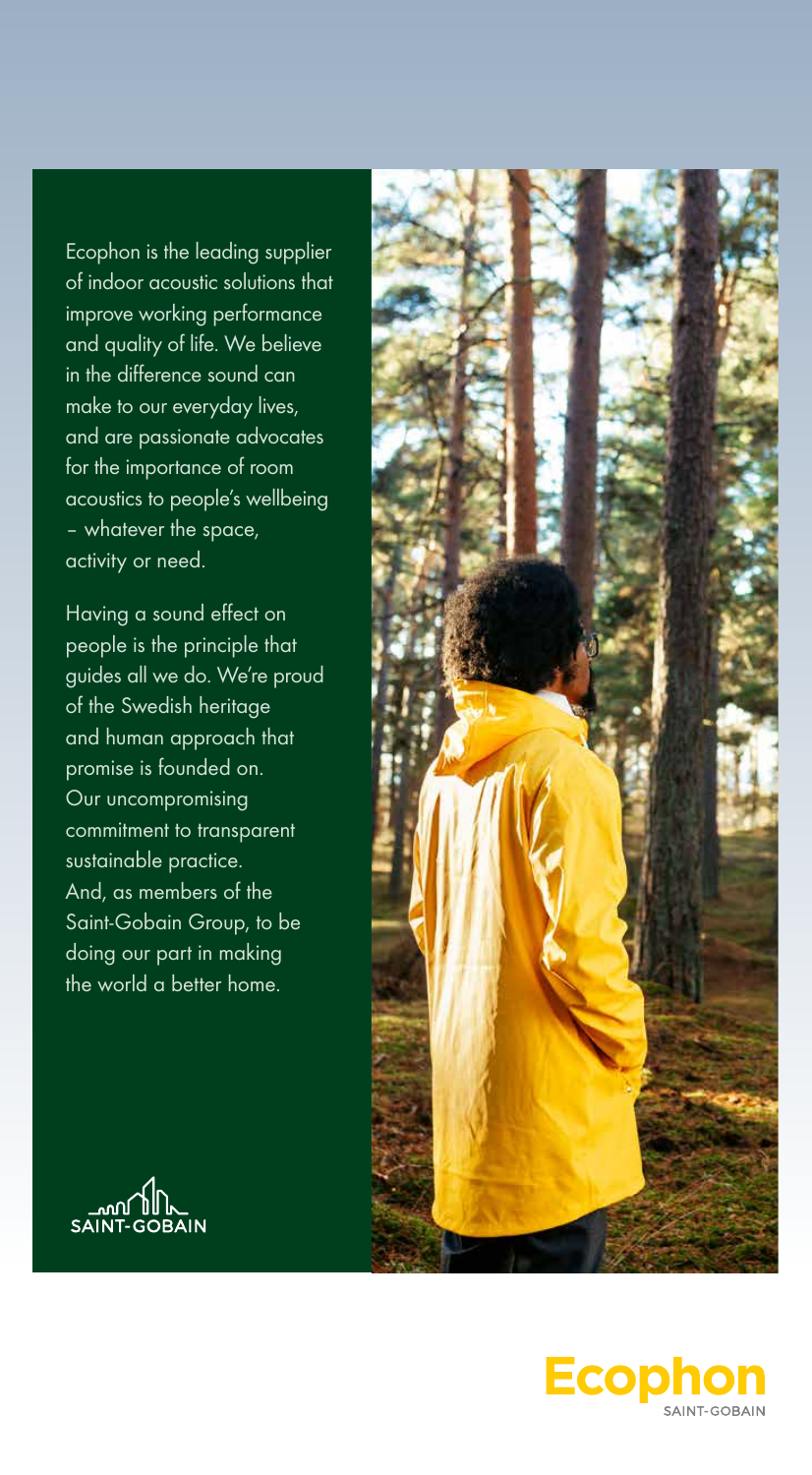Ecophon is the leading supplier of indoor acoustic solutions that improve working performance and quality of life. We believe in the difference sound can make to our everyday lives, and are passionate advocates for the importance of room acoustics to people's wellbeing – whatever the space, activity or need.

Having a sound effect on people is the principle that guides all we do. We're proud of the Swedish heritage and human approach that promise is founded on. Our uncompromising commitment to transparent sustainable practice. And, as members of the Saint-Gobain Group, to be doing our part in making the world a better home.

SAINT-GOBAIN

Ecophon
SAINT-GOBAIN